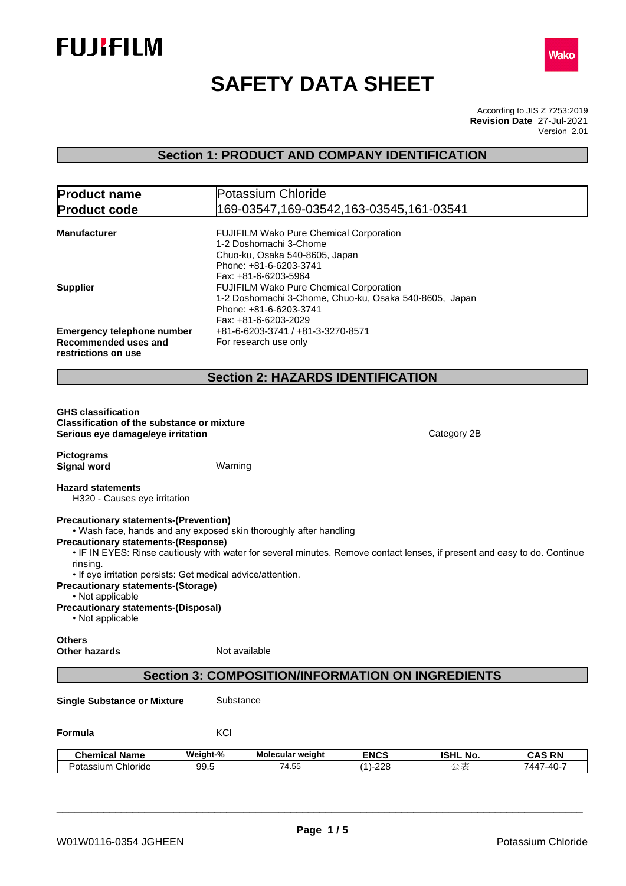# SAFETY DATA SHEET

According to JIS Z 7253:2019
**Revision Date** 27-Jul-2021
Version 2.01

## Section 1: PRODUCT AND COMPANY IDENTIFICATION

| **Product name** | Potassium Chloride |
|---|---|
| **Product code** | 169-03547,169-03542,163-03545,161-03541 |

**Manufacturer**
FUJIFILM Wako Pure Chemical Corporation
1-2 Doshomachi 3-Chome
Chuo-ku, Osaka 540-8605, Japan
Phone: +81-6-6203-3741
Fax: +81-6-6203-5964

**Supplier**
FUJIFILM Wako Pure Chemical Corporation
1-2 Doshomachi 3-Chome, Chuo-ku, Osaka 540-8605, Japan
Phone: +81-6-6203-3741
Fax: +81-6-6203-2029

**Emergency telephone number** +81-6-6203-3741 / +81-3-3270-8571

**Recommended uses and restrictions on use** For research use only

## Section 2: HAZARDS IDENTIFICATION

**GHS classification**
**Classification of the substance or mixture**
**Serious eye damage/eye irritation** Category 2B

**Pictograms**
**Signal word** Warning

**Hazard statements**
H320 - Causes eye irritation

**Precautionary statements-(Prevention)**
- Wash face, hands and any exposed skin thoroughly after handling

**Precautionary statements-(Response)**
- IF IN EYES: Rinse cautiously with water for several minutes. Remove contact lenses, if present and easy to do. Continue rinsing.
- If eye irritation persists: Get medical advice/attention.

**Precautionary statements-(Storage)**
- Not applicable

**Precautionary statements-(Disposal)**
- Not applicable

**Others**
**Other hazards** Not available

## Section 3: COMPOSITION/INFORMATION ON INGREDIENTS

**Single Substance or Mixture** Substance

**Formula** KCl

| Chemical Name | Weight-% | Molecular weight | ENCS | ISHL No. | CAS RN |
|---|---|---|---|---|---|
| Potassium Chloride | 99.5 | 74.55 | (1)-228 | 公表 | 7447-40-7 |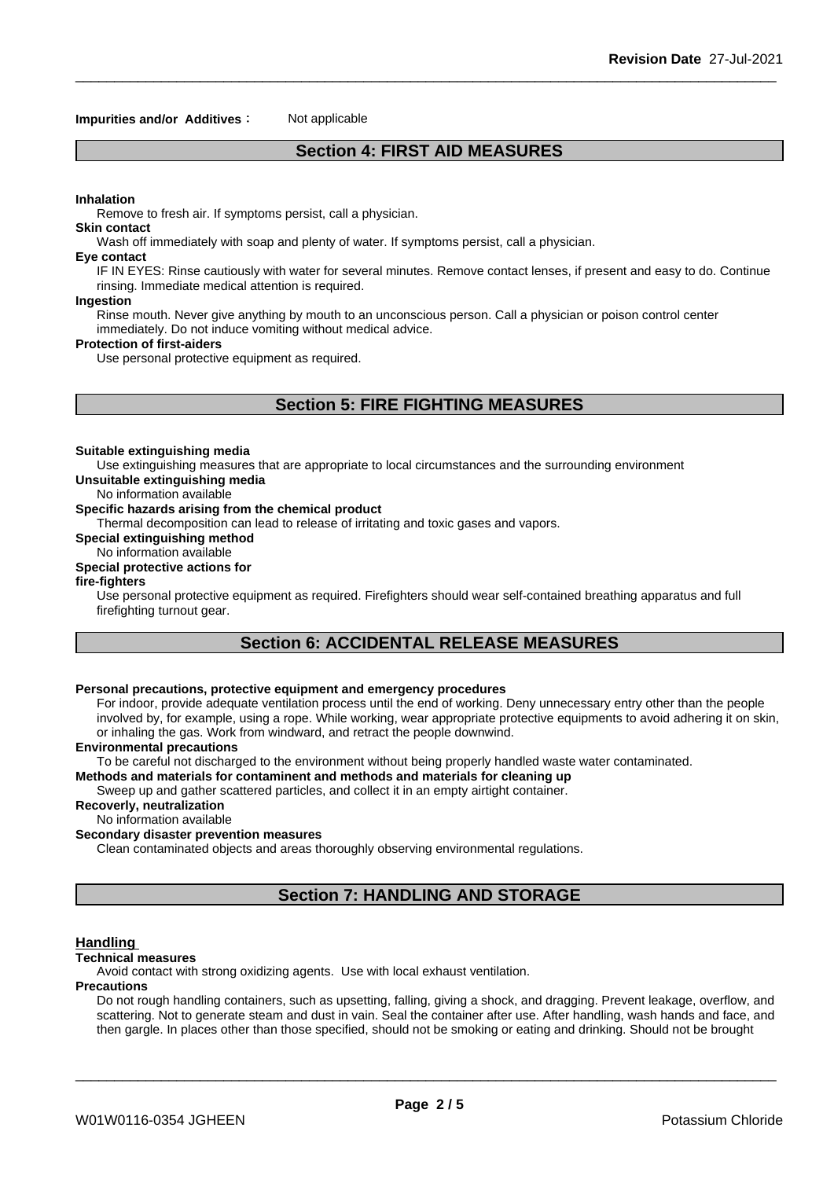**Impurities and/or Additives :** Not applicable

## Section 4: FIRST AID MEASURES

**Inhalation**

Remove to fresh air. If symptoms persist, call a physician.

**Skin contact**

Wash off immediately with soap and plenty of water. If symptoms persist, call a physician.

**Eye contact**

IF IN EYES: Rinse cautiously with water for several minutes. Remove contact lenses, if present and easy to do. Continue rinsing. Immediate medical attention is required.

**Ingestion**

Rinse mouth. Never give anything by mouth to an unconscious person. Call a physician or poison control center immediately. Do not induce vomiting without medical advice.

**Protection of first-aiders**

Use personal protective equipment as required.

## Section 5: FIRE FIGHTING MEASURES

**Suitable extinguishing media**

Use extinguishing measures that are appropriate to local circumstances and the surrounding environment

**Unsuitable extinguishing media**

No information available

**Specific hazards arising from the chemical product**

Thermal decomposition can lead to release of irritating and toxic gases and vapors.

**Special extinguishing method**

No information available

**Special protective actions for fire-fighters**

Use personal protective equipment as required. Firefighters should wear self-contained breathing apparatus and full firefighting turnout gear.

## Section 6: ACCIDENTAL RELEASE MEASURES

**Personal precautions, protective equipment and emergency procedures**

For indoor, provide adequate ventilation process until the end of working. Deny unnecessary entry other than the people involved by, for example, using a rope. While working, wear appropriate protective equipments to avoid adhering it on skin, or inhaling the gas. Work from windward, and retract the people downwind.

**Environmental precautions**

To be careful not discharged to the environment without being properly handled waste water contaminated.

**Methods and materials for contaminent and methods and materials for cleaning up**

Sweep up and gather scattered particles, and collect it in an empty airtight container.

**Recoverly, neutralization**

No information available

**Secondary disaster prevention measures**

Clean contaminated objects and areas thoroughly observing environmental regulations.

## Section 7: HANDLING AND STORAGE

### Handling

**Technical measures**

Avoid contact with strong oxidizing agents. Use with local exhaust ventilation.

**Precautions**

Do not rough handling containers, such as upsetting, falling, giving a shock, and dragging. Prevent leakage, overflow, and scattering. Not to generate steam and dust in vain. Seal the container after use. After handling, wash hands and face, and then gargle. In places other than those specified, should not be smoking or eating and drinking. Should not be brought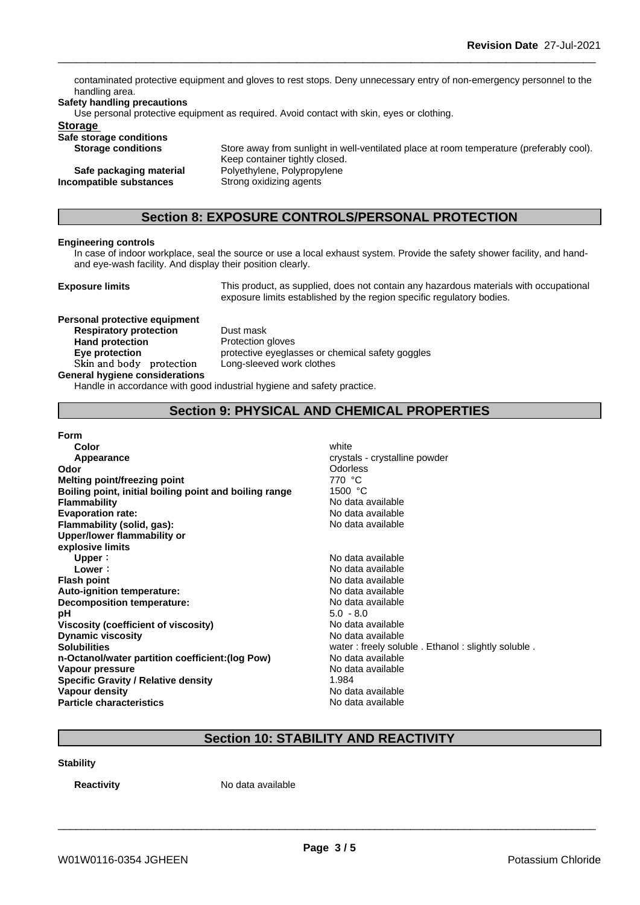contaminated protective equipment and gloves to rest stops. Deny unnecessary entry of non-emergency personnel to the handling area.

**Safety handling precautions**

Use personal protective equipment as required. Avoid contact with skin, eyes or clothing.

**Storage**

**Safe storage conditions**

| | |
|---|---|
| **Storage conditions** | Store away from sunlight in well-ventilated place at room temperature (preferably cool). Keep container tightly closed. |
| **Safe packaging material** | Polyethylene, Polypropylene |
| **Incompatible substances** | Strong oxidizing agents |

## Section 8: EXPOSURE CONTROLS/PERSONAL PROTECTION

**Engineering controls**

In case of indoor workplace, seal the source or use a local exhaust system. Provide the safety shower facility, and hand- and eye-wash facility. And display their position clearly.

| | |
|---|---|
| **Exposure limits** | This product, as supplied, does not contain any hazardous materials with occupational exposure limits established by the region specific regulatory bodies. |

**Personal protective equipment**

| | |
|---|---|
| **Respiratory protection** | Dust mask |
| **Hand protection** | Protection gloves |
| **Eye protection** | protective eyeglasses or chemical safety goggles |
| Skin and body protection | Long-sleeved work clothes |

**General hygiene considerations**

Handle in accordance with good industrial hygiene and safety practice.

## Section 9: PHYSICAL AND CHEMICAL PROPERTIES

| | |
|---|---|
| **Form** | |
| **Color** | white |
| **Appearance** | crystals - crystalline powder |
| **Odor** | Odorless |
| **Melting point/freezing point** | 770 °C |
| **Boiling point, initial boiling point and boiling range** | 1500 °C |
| **Flammability** | No data available |
| **Evaporation rate:** | No data available |
| **Flammability (solid, gas):** | No data available |
| **Upper/lower flammability or explosive limits** | |
| **Upper**： | No data available |
| **Lower**： | No data available |
| **Flash point** | No data available |
| **Auto-ignition temperature:** | No data available |
| **Decomposition temperature:** | No data available |
| **pH** | 5.0 - 8.0 |
| **Viscosity (coefficient of viscosity)** | No data available |
| **Dynamic viscosity** | No data available |
| **Solubilities** | water : freely soluble . Ethanol : slightly soluble . |
| **n-Octanol/water partition coefficient:(log Pow)** | No data available |
| **Vapour pressure** | No data available |
| **Specific Gravity / Relative density** | 1.984 |
| **Vapour density** | No data available |
| **Particle characteristics** | No data available |

## Section 10: STABILITY AND REACTIVITY

**Stability**

| | |
|---|---|
| **Reactivity** | No data available |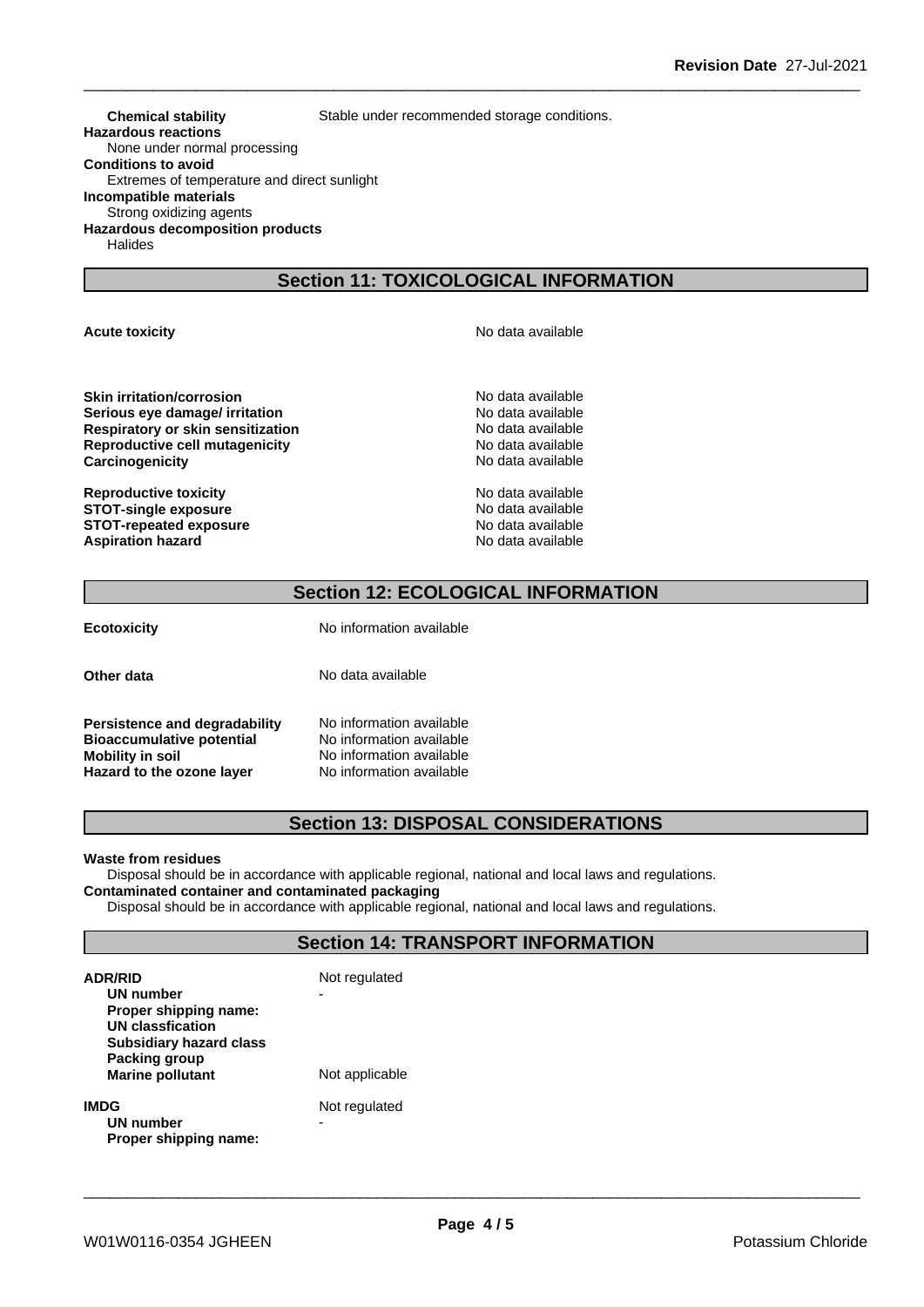**Chemical stability** Stable under recommended storage conditions.

**Hazardous reactions**

None under normal processing

**Conditions to avoid**

Extremes of temperature and direct sunlight

**Incompatible materials**

Strong oxidizing agents

**Hazardous decomposition products**

Halides

## Section 11: TOXICOLOGICAL INFORMATION

| | |
|---|---|
| **Acute toxicity** | No data available |
| **Skin irritation/corrosion** | No data available |
| **Serious eye damage/ irritation** | No data available |
| **Respiratory or skin sensitization** | No data available |
| **Reproductive cell mutagenicity** | No data available |
| **Carcinogenicity** | No data available |
| **Reproductive toxicity** | No data available |
| **STOT-single exposure** | No data available |
| **STOT-repeated exposure** | No data available |
| **Aspiration hazard** | No data available |

## Section 12: ECOLOGICAL INFORMATION

| | |
|---|---|
| **Ecotoxicity** | No information available |
| **Other data** | No data available |
| **Persistence and degradability** | No information available |
| **Bioaccumulative potential** | No information available |
| **Mobility in soil** | No information available |
| **Hazard to the ozone layer** | No information available |

## Section 13: DISPOSAL CONSIDERATIONS

**Waste from residues**

Disposal should be in accordance with applicable regional, national and local laws and regulations.

**Contaminated container and contaminated packaging**

Disposal should be in accordance with applicable regional, national and local laws and regulations.

## Section 14: TRANSPORT INFORMATION

| | |
|---|---|
| **ADR/RID** | Not regulated |
| **UN number** | - |
| **Proper shipping name:** | |
| **UN classfication** | |
| **Subsidiary hazard class** | |
| **Packing group** | |
| **Marine pollutant** | Not applicable |
| **IMDG** | Not regulated |
| **UN number** | - |
| **Proper shipping name:** | |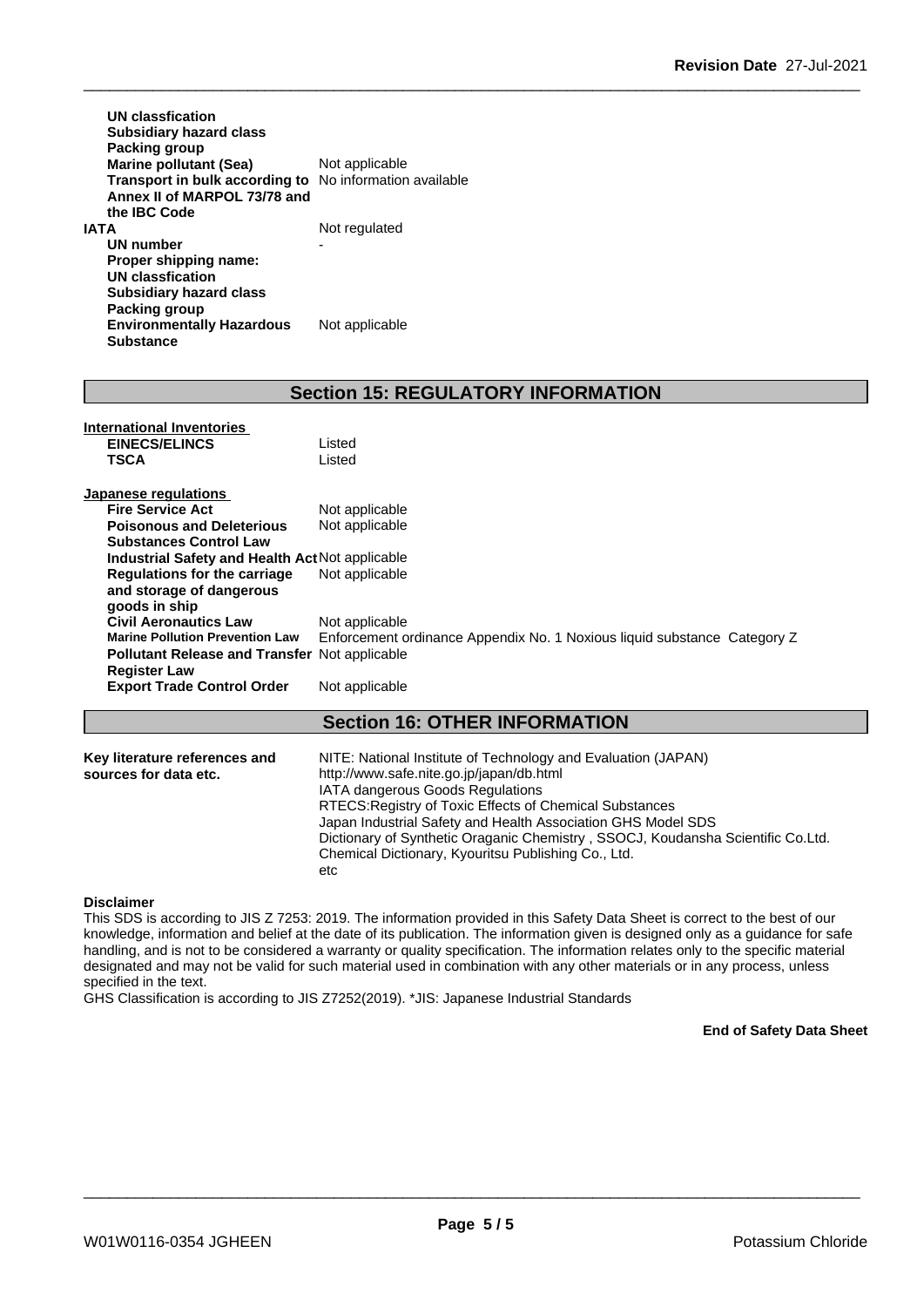| | |
|---|---|
| **UN classfication** | |
| **Subsidiary hazard class** | |
| **Packing group** | |
| **Marine pollutant (Sea)** | Not applicable |
| **Transport in bulk according to Annex II of MARPOL 73/78 and the IBC Code** | No information available |
| **IATA** | Not regulated |
| **UN number** | - |
| **Proper shipping name:** | |
| **UN classfication** | |
| **Subsidiary hazard class** | |
| **Packing group** | |
| **Environmentally Hazardous Substance** | Not applicable |

## Section 15: REGULATORY INFORMATION

**International Inventories**

| | |
|---|---|
| **EINECS/ELINCS** | Listed |
| **TSCA** | Listed |

**Japanese regulations**

| | |
|---|---|
| **Fire Service Act** | Not applicable |
| **Poisonous and Deleterious Substances Control Law** | Not applicable |
| **Industrial Safety and Health Act** | Not applicable |
| **Regulations for the carriage and storage of dangerous goods in ship** | Not applicable |
| **Civil Aeronautics Law** | Not applicable |
| **Marine Pollution Prevention Law** | Enforcement ordinance Appendix No. 1 Noxious liquid substance Category Z |
| **Pollutant Release and Transfer Register Law** | Not applicable |
| **Export Trade Control Order** | Not applicable |

## Section 16: OTHER INFORMATION

**Key literature references and sources for data etc.**

NITE: National Institute of Technology and Evaluation (JAPAN)
http://www.safe.nite.go.jp/japan/db.html
IATA dangerous Goods Regulations
RTECS:Registry of Toxic Effects of Chemical Substances
Japan Industrial Safety and Health Association GHS Model SDS
Dictionary of Synthetic Oraganic Chemistry , SSOCJ, Koudansha Scientific Co.Ltd.
Chemical Dictionary, Kyouritsu Publishing Co., Ltd.
etc

**Disclaimer**

This SDS is according to JIS Z 7253: 2019. The information provided in this Safety Data Sheet is correct to the best of our knowledge, information and belief at the date of its publication. The information given is designed only as a guidance for safe handling, and is not to be considered a warranty or quality specification. The information relates only to the specific material designated and may not be valid for such material used in combination with any other materials or in any process, unless specified in the text.

GHS Classification is according to JIS Z7252(2019). *JIS: Japanese Industrial Standards

**End of Safety Data Sheet**